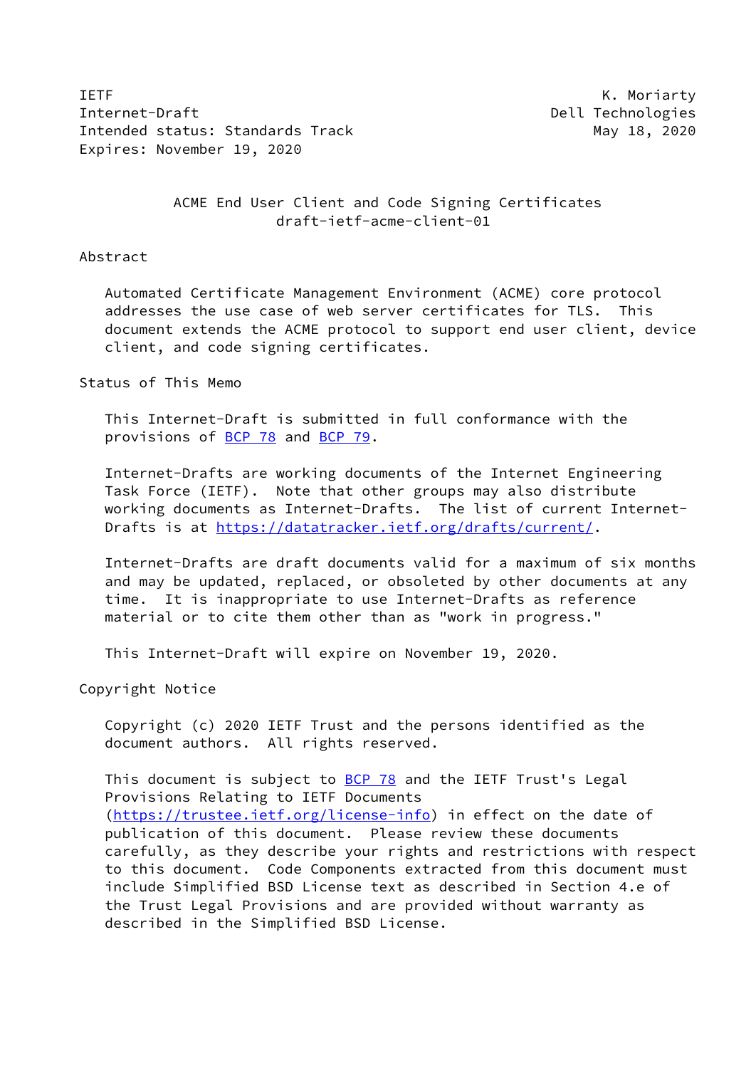IETF K. Moriarty
Internet-Draft Dell Technologies
Intended status: Standards Track May 18, 2020
Expires: November 19, 2020

# ACME End User Client and Code Signing Certificates
draft-ietf-acme-client-01

## Abstract

Automated Certificate Management Environment (ACME) core protocol addresses the use case of web server certificates for TLS. This document extends the ACME protocol to support end user client, device client, and code signing certificates.

## Status of This Memo

This Internet-Draft is submitted in full conformance with the provisions of BCP 78 and BCP 79.

Internet-Drafts are working documents of the Internet Engineering Task Force (IETF). Note that other groups may also distribute working documents as Internet-Drafts. The list of current Internet-Drafts is at https://datatracker.ietf.org/drafts/current/.

Internet-Drafts are draft documents valid for a maximum of six months and may be updated, replaced, or obsoleted by other documents at any time. It is inappropriate to use Internet-Drafts as reference material or to cite them other than as "work in progress."

This Internet-Draft will expire on November 19, 2020.

## Copyright Notice

Copyright (c) 2020 IETF Trust and the persons identified as the document authors. All rights reserved.

This document is subject to BCP 78 and the IETF Trust's Legal Provisions Relating to IETF Documents (https://trustee.ietf.org/license-info) in effect on the date of publication of this document. Please review these documents carefully, as they describe your rights and restrictions with respect to this document. Code Components extracted from this document must include Simplified BSD License text as described in Section 4.e of the Trust Legal Provisions and are provided without warranty as described in the Simplified BSD License.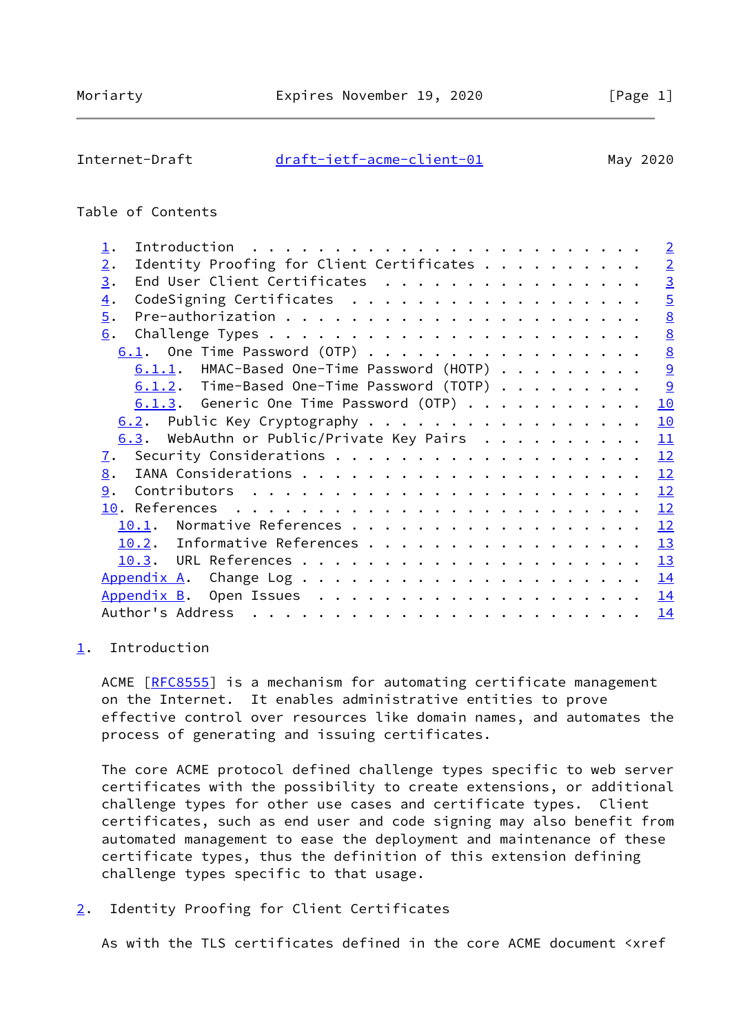Table of Contents

- 1. Introduction . . . . . . . . . . . . . . . . . . . . . . . . 2
- 2. Identity Proofing for Client Certificates . . . . . . . . . . 2
- 3. End User Client Certificates . . . . . . . . . . . . . . . . 3
- 4. CodeSigning Certificates . . . . . . . . . . . . . . . . . . 5
- 5. Pre-authorization . . . . . . . . . . . . . . . . . . . . . 8
- 6. Challenge Types . . . . . . . . . . . . . . . . . . . . . . 8
  - 6.1. One Time Password (OTP) . . . . . . . . . . . . . . . . 8
    - 6.1.1. HMAC-Based One-Time Password (HOTP) . . . . . . . . . 9
    - 6.1.2. Time-Based One-Time Password (TOTP) . . . . . . . . . 9
    - 6.1.3. Generic One Time Password (OTP) . . . . . . . . . . . 10
  - 6.2. Public Key Cryptography . . . . . . . . . . . . . . . . . 10
  - 6.3. WebAuthn or Public/Private Key Pairs . . . . . . . . . . 11
- 7. Security Considerations . . . . . . . . . . . . . . . . . . 12
- 8. IANA Considerations . . . . . . . . . . . . . . . . . . . . 12
- 9. Contributors . . . . . . . . . . . . . . . . . . . . . . . . 12
- 10. References . . . . . . . . . . . . . . . . . . . . . . . . 12
  - 10.1. Normative References . . . . . . . . . . . . . . . . . . 12
  - 10.2. Informative References . . . . . . . . . . . . . . . . . 13
  - 10.3. URL References . . . . . . . . . . . . . . . . . . . . . 13
- Appendix A. Change Log . . . . . . . . . . . . . . . . . . . . . 14
- Appendix B. Open Issues . . . . . . . . . . . . . . . . . . . . 14
- Author's Address . . . . . . . . . . . . . . . . . . . . . . . . 14

## 1. Introduction

ACME [RFC8555] is a mechanism for automating certificate management on the Internet. It enables administrative entities to prove effective control over resources like domain names, and automates the process of generating and issuing certificates.

The core ACME protocol defined challenge types specific to web server certificates with the possibility to create extensions, or additional challenge types for other use cases and certificate types. Client certificates, such as end user and code signing may also benefit from automated management to ease the deployment and maintenance of these certificate types, thus the definition of this extension defining challenge types specific to that usage.

## 2. Identity Proofing for Client Certificates

As with the TLS certificates defined in the core ACME document <xref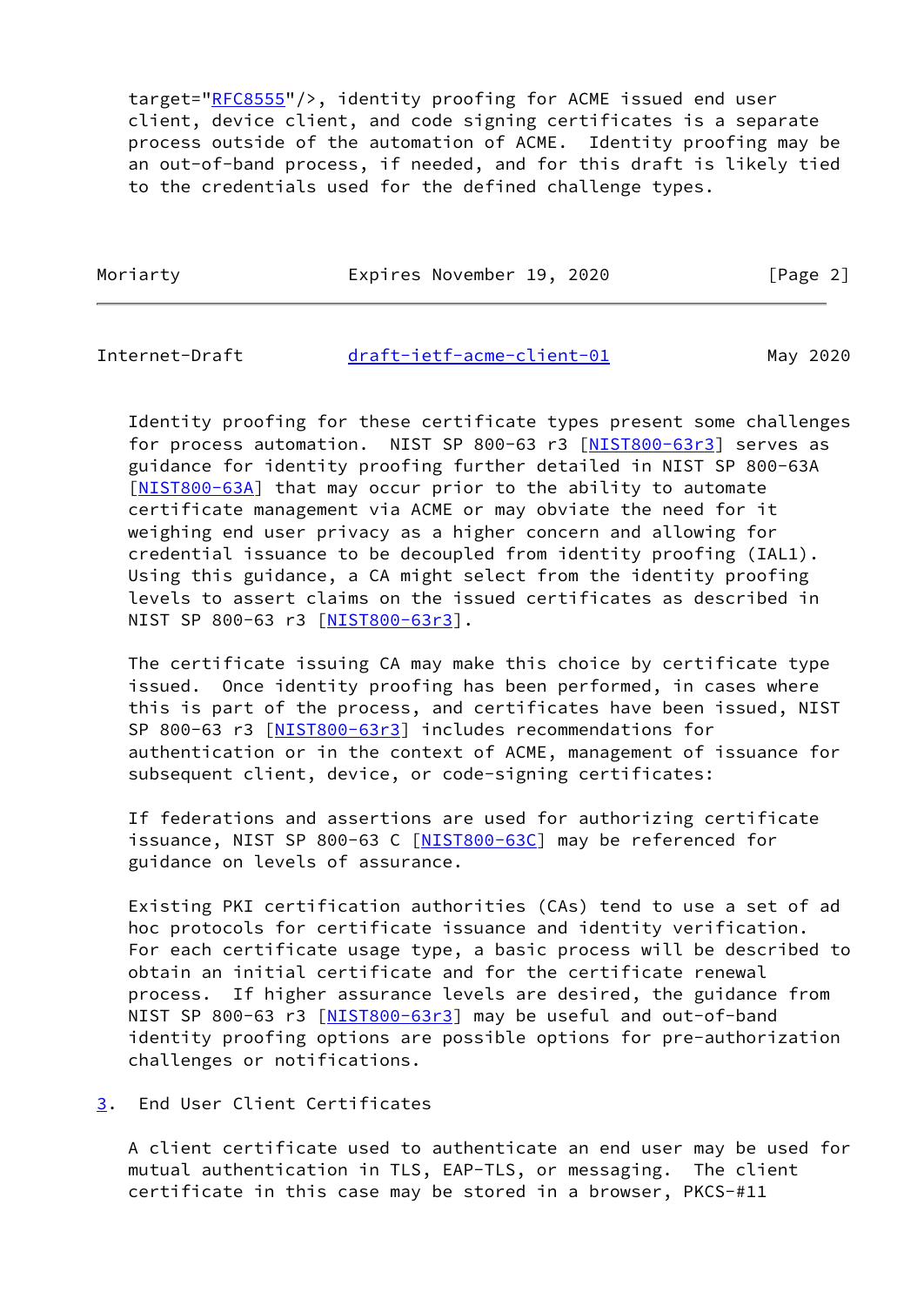target="RFC8555"/>, identity proofing for ACME issued end user client, device client, and code signing certificates is a separate process outside of the automation of ACME. Identity proofing may be an out-of-band process, if needed, and for this draft is likely tied to the credentials used for the defined challenge types.

Identity proofing for these certificate types present some challenges for process automation. NIST SP 800-63 r3 [NIST800-63r3] serves as guidance for identity proofing further detailed in NIST SP 800-63A [NIST800-63A] that may occur prior to the ability to automate certificate management via ACME or may obviate the need for it weighing end user privacy as a higher concern and allowing for credential issuance to be decoupled from identity proofing (IAL1). Using this guidance, a CA might select from the identity proofing levels to assert claims on the issued certificates as described in NIST SP 800-63 r3 [NIST800-63r3].

The certificate issuing CA may make this choice by certificate type issued. Once identity proofing has been performed, in cases where this is part of the process, and certificates have been issued, NIST SP 800-63 r3 [NIST800-63r3] includes recommendations for authentication or in the context of ACME, management of issuance for subsequent client, device, or code-signing certificates:

If federations and assertions are used for authorizing certificate issuance, NIST SP 800-63 C [NIST800-63C] may be referenced for guidance on levels of assurance.

Existing PKI certification authorities (CAs) tend to use a set of ad hoc protocols for certificate issuance and identity verification. For each certificate usage type, a basic process will be described to obtain an initial certificate and for the certificate renewal process. If higher assurance levels are desired, the guidance from NIST SP 800-63 r3 [NIST800-63r3] may be useful and out-of-band identity proofing options are possible options for pre-authorization challenges or notifications.

## 3. End User Client Certificates

A client certificate used to authenticate an end user may be used for mutual authentication in TLS, EAP-TLS, or messaging. The client certificate in this case may be stored in a browser, PKCS-#11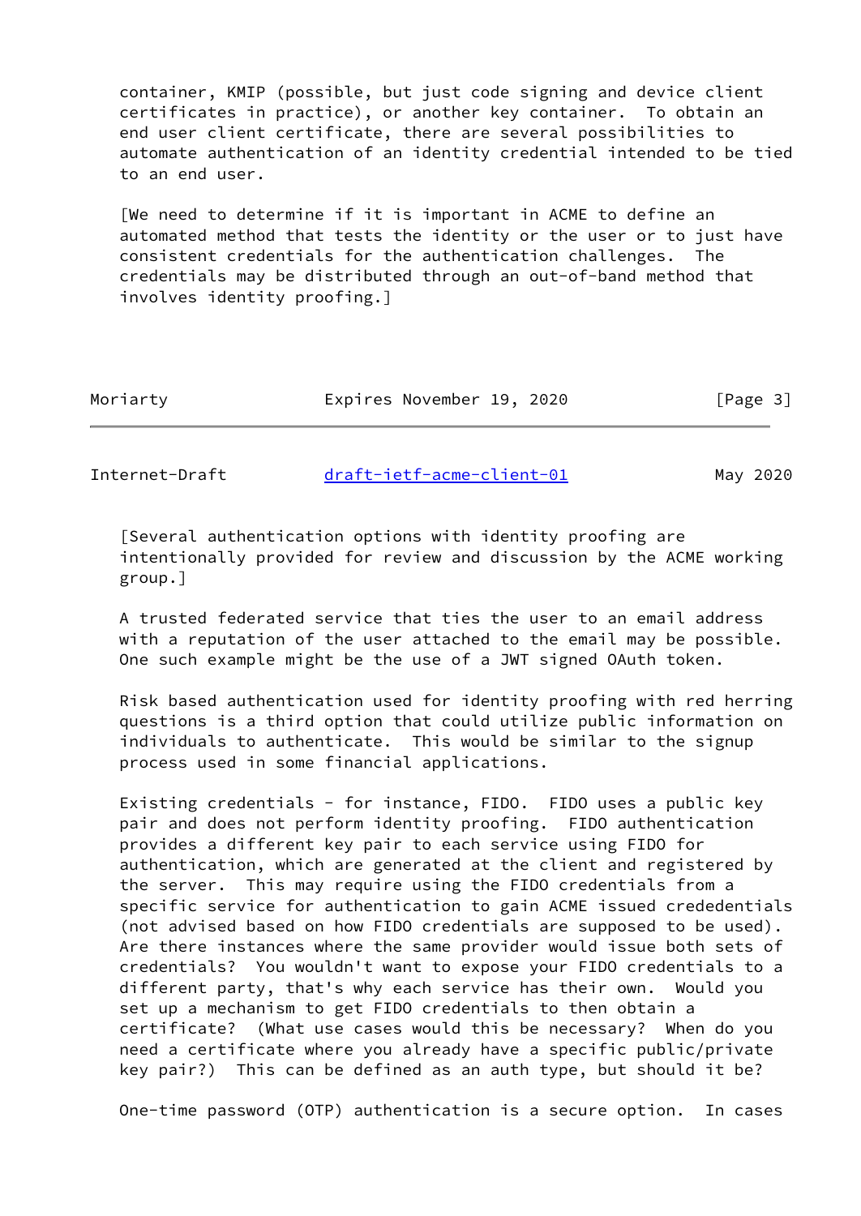container, KMIP (possible, but just code signing and device client certificates in practice), or another key container. To obtain an end user client certificate, there are several possibilities to automate authentication of an identity credential intended to be tied to an end user.

[We need to determine if it is important in ACME to define an automated method that tests the identity or the user or to just have consistent credentials for the authentication challenges. The credentials may be distributed through an out-of-band method that involves identity proofing.]

[Several authentication options with identity proofing are intentionally provided for review and discussion by the ACME working group.]

A trusted federated service that ties the user to an email address with a reputation of the user attached to the email may be possible. One such example might be the use of a JWT signed OAuth token.

Risk based authentication used for identity proofing with red herring questions is a third option that could utilize public information on individuals to authenticate. This would be similar to the signup process used in some financial applications.

Existing credentials - for instance, FIDO. FIDO uses a public key pair and does not perform identity proofing. FIDO authentication provides a different key pair to each service using FIDO for authentication, which are generated at the client and registered by the server. This may require using the FIDO credentials from a specific service for authentication to gain ACME issued crededentials (not advised based on how FIDO credentials are supposed to be used). Are there instances where the same provider would issue both sets of credentials? You wouldn't want to expose your FIDO credentials to a different party, that's why each service has their own. Would you set up a mechanism to get FIDO credentials to then obtain a certificate? (What use cases would this be necessary? When do you need a certificate where you already have a specific public/private key pair?) This can be defined as an auth type, but should it be?

One-time password (OTP) authentication is a secure option. In cases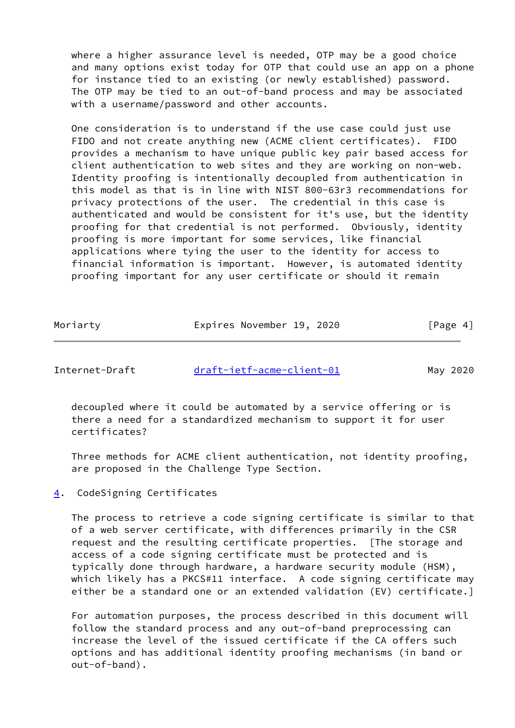where a higher assurance level is needed, OTP may be a good choice and many options exist today for OTP that could use an app on a phone for instance tied to an existing (or newly established) password. The OTP may be tied to an out-of-band process and may be associated with a username/password and other accounts.

One consideration is to understand if the use case could just use FIDO and not create anything new (ACME client certificates). FIDO provides a mechanism to have unique public key pair based access for client authentication to web sites and they are working on non-web. Identity proofing is intentionally decoupled from authentication in this model as that is in line with NIST 800-63r3 recommendations for privacy protections of the user. The credential in this case is authenticated and would be consistent for it's use, but the identity proofing for that credential is not performed. Obviously, identity proofing is more important for some services, like financial applications where tying the user to the identity for access to financial information is important. However, is automated identity proofing important for any user certificate or should it remain decoupled where it could be automated by a service offering or is there a need for a standardized mechanism to support it for user certificates?

Three methods for ACME client authentication, not identity proofing, are proposed in the Challenge Type Section.

## 4. CodeSigning Certificates

The process to retrieve a code signing certificate is similar to that of a web server certificate, with differences primarily in the CSR request and the resulting certificate properties. [The storage and access of a code signing certificate must be protected and is typically done through hardware, a hardware security module (HSM), which likely has a PKCS#11 interface. A code signing certificate may either be a standard one or an extended validation (EV) certificate.]

For automation purposes, the process described in this document will follow the standard process and any out-of-band preprocessing can increase the level of the issued certificate if the CA offers such options and has additional identity proofing mechanisms (in band or out-of-band).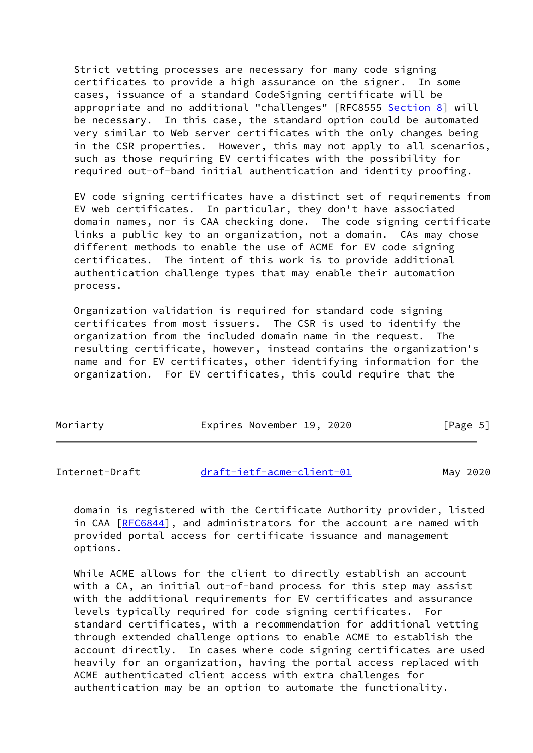Strict vetting processes are necessary for many code signing certificates to provide a high assurance on the signer. In some cases, issuance of a standard CodeSigning certificate will be appropriate and no additional "challenges" [RFC8555 Section 8] will be necessary. In this case, the standard option could be automated very similar to Web server certificates with the only changes being in the CSR properties. However, this may not apply to all scenarios, such as those requiring EV certificates with the possibility for required out-of-band initial authentication and identity proofing.

EV code signing certificates have a distinct set of requirements from EV web certificates. In particular, they don't have associated domain names, nor is CAA checking done. The code signing certificate links a public key to an organization, not a domain. CAs may chose different methods to enable the use of ACME for EV code signing certificates. The intent of this work is to provide additional authentication challenge types that may enable their automation process.

Organization validation is required for standard code signing certificates from most issuers. The CSR is used to identify the organization from the included domain name in the request. The resulting certificate, however, instead contains the organization's name and for EV certificates, other identifying information for the organization. For EV certificates, this could require that the domain is registered with the Certificate Authority provider, listed in CAA [RFC6844], and administrators for the account are named with provided portal access for certificate issuance and management options.

While ACME allows for the client to directly establish an account with a CA, an initial out-of-band process for this step may assist with the additional requirements for EV certificates and assurance levels typically required for code signing certificates. For standard certificates, with a recommendation for additional vetting through extended challenge options to enable ACME to establish the account directly. In cases where code signing certificates are used heavily for an organization, having the portal access replaced with ACME authenticated client access with extra challenges for authentication may be an option to automate the functionality.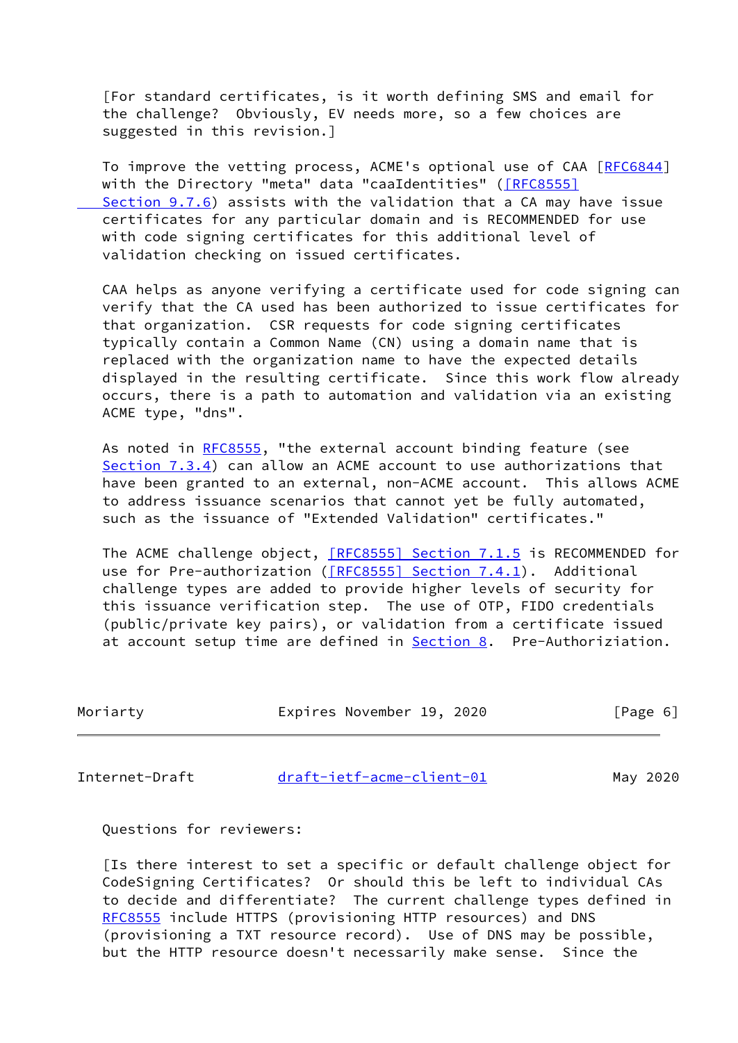[For standard certificates, is it worth defining SMS and email for the challenge? Obviously, EV needs more, so a few choices are suggested in this revision.]

To improve the vetting process, ACME's optional use of CAA [RFC6844] with the Directory "meta" data "caaIdentities" ([RFC8555] Section 9.7.6) assists with the validation that a CA may have issue certificates for any particular domain and is RECOMMENDED for use with code signing certificates for this additional level of validation checking on issued certificates.

CAA helps as anyone verifying a certificate used for code signing can verify that the CA used has been authorized to issue certificates for that organization. CSR requests for code signing certificates typically contain a Common Name (CN) using a domain name that is replaced with the organization name to have the expected details displayed in the resulting certificate. Since this work flow already occurs, there is a path to automation and validation via an existing ACME type, "dns".

As noted in RFC8555, "the external account binding feature (see Section 7.3.4) can allow an ACME account to use authorizations that have been granted to an external, non-ACME account. This allows ACME to address issuance scenarios that cannot yet be fully automated, such as the issuance of "Extended Validation" certificates."

The ACME challenge object, [RFC8555] Section 7.1.5 is RECOMMENDED for use for Pre-authorization ([RFC8555] Section 7.4.1). Additional challenge types are added to provide higher levels of security for this issuance verification step. The use of OTP, FIDO credentials (public/private key pairs), or validation from a certificate issued at account setup time are defined in Section 8. Pre-Authoriziation.

Questions for reviewers:

[Is there interest to set a specific or default challenge object for CodeSigning Certificates? Or should this be left to individual CAs to decide and differentiate? The current challenge types defined in RFC8555 include HTTPS (provisioning HTTP resources) and DNS (provisioning a TXT resource record). Use of DNS may be possible, but the HTTP resource doesn't necessarily make sense. Since the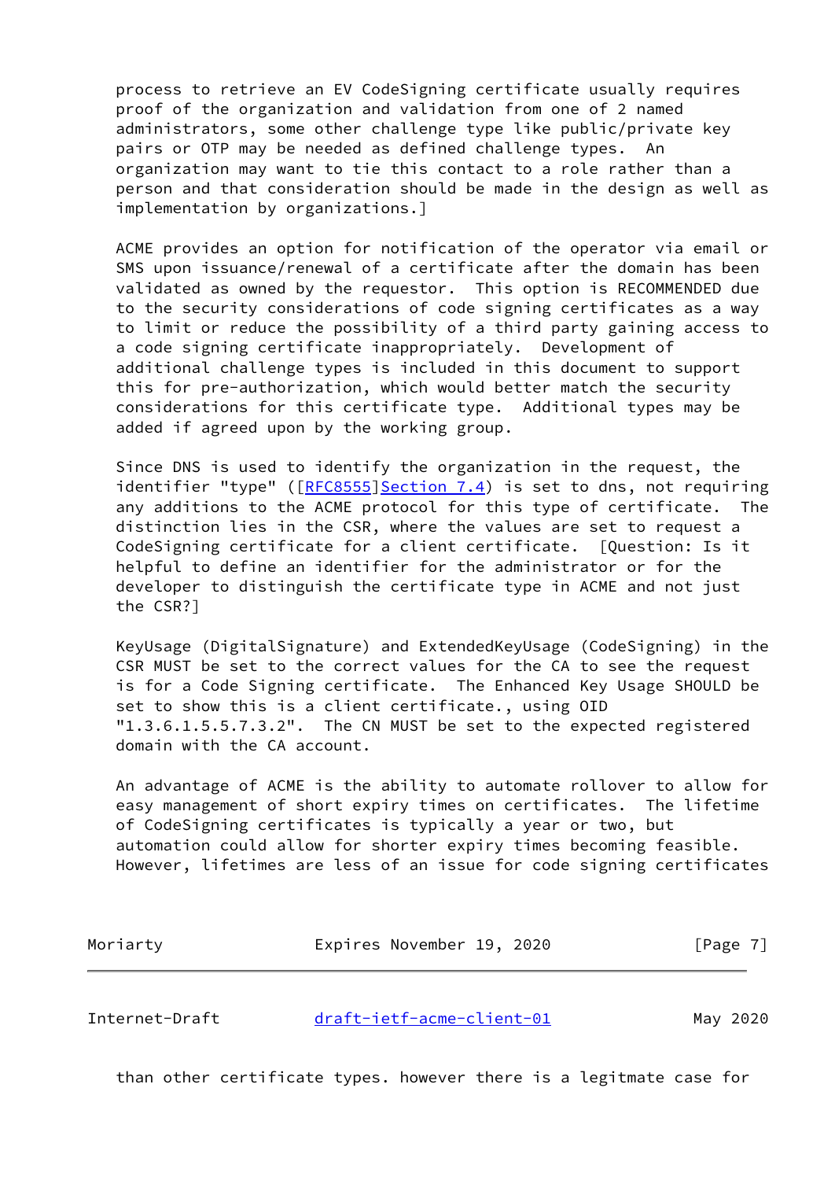process to retrieve an EV CodeSigning certificate usually requires proof of the organization and validation from one of 2 named administrators, some other challenge type like public/private key pairs or OTP may be needed as defined challenge types. An organization may want to tie this contact to a role rather than a person and that consideration should be made in the design as well as implementation by organizations.]

ACME provides an option for notification of the operator via email or SMS upon issuance/renewal of a certificate after the domain has been validated as owned by the requestor. This option is RECOMMENDED due to the security considerations of code signing certificates as a way to limit or reduce the possibility of a third party gaining access to a code signing certificate inappropriately. Development of additional challenge types is included in this document to support this for pre-authorization, which would better match the security considerations for this certificate type. Additional types may be added if agreed upon by the working group.

Since DNS is used to identify the organization in the request, the identifier "type" ([RFC8555]Section 7.4) is set to dns, not requiring any additions to the ACME protocol for this type of certificate. The distinction lies in the CSR, where the values are set to request a CodeSigning certificate for a client certificate. [Question: Is it helpful to define an identifier for the administrator or for the developer to distinguish the certificate type in ACME and not just the CSR?]

KeyUsage (DigitalSignature) and ExtendedKeyUsage (CodeSigning) in the CSR MUST be set to the correct values for the CA to see the request is for a Code Signing certificate. The Enhanced Key Usage SHOULD be set to show this is a client certificate., using OID "1.3.6.1.5.5.7.3.2". The CN MUST be set to the expected registered domain with the CA account.

An advantage of ACME is the ability to automate rollover to allow for easy management of short expiry times on certificates. The lifetime of CodeSigning certificates is typically a year or two, but automation could allow for shorter expiry times becoming feasible. However, lifetimes are less of an issue for code signing certificates than other certificate types. however there is a legitmate case for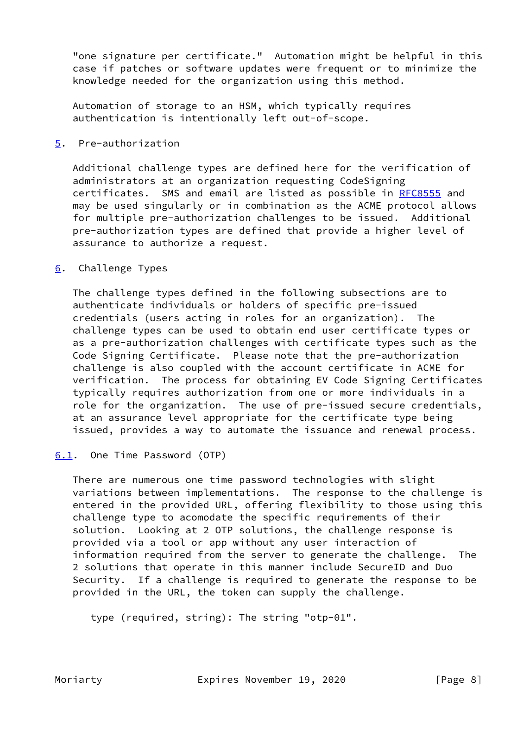"one signature per certificate." Automation might be helpful in this case if patches or software updates were frequent or to minimize the knowledge needed for the organization using this method.

Automation of storage to an HSM, which typically requires authentication is intentionally left out-of-scope.

## 5. Pre-authorization

Additional challenge types are defined here for the verification of administrators at an organization requesting CodeSigning certificates. SMS and email are listed as possible in RFC8555 and may be used singularly or in combination as the ACME protocol allows for multiple pre-authorization challenges to be issued. Additional pre-authorization types are defined that provide a higher level of assurance to authorize a request.

## 6. Challenge Types

The challenge types defined in the following subsections are to authenticate individuals or holders of specific pre-issued credentials (users acting in roles for an organization). The challenge types can be used to obtain end user certificate types or as a pre-authorization challenges with certificate types such as the Code Signing Certificate. Please note that the pre-authorization challenge is also coupled with the account certificate in ACME for verification. The process for obtaining EV Code Signing Certificates typically requires authorization from one or more individuals in a role for the organization. The use of pre-issued secure credentials, at an assurance level appropriate for the certificate type being issued, provides a way to automate the issuance and renewal process.

### 6.1. One Time Password (OTP)

There are numerous one time password technologies with slight variations between implementations. The response to the challenge is entered in the provided URL, offering flexibility to those using this challenge type to acomodate the specific requirements of their solution. Looking at 2 OTP solutions, the challenge response is provided via a tool or app without any user interaction of information required from the server to generate the challenge. The 2 solutions that operate in this manner include SecureID and Duo Security. If a challenge is required to generate the response to be provided in the URL, the token can supply the challenge.

type (required, string): The string "otp-01".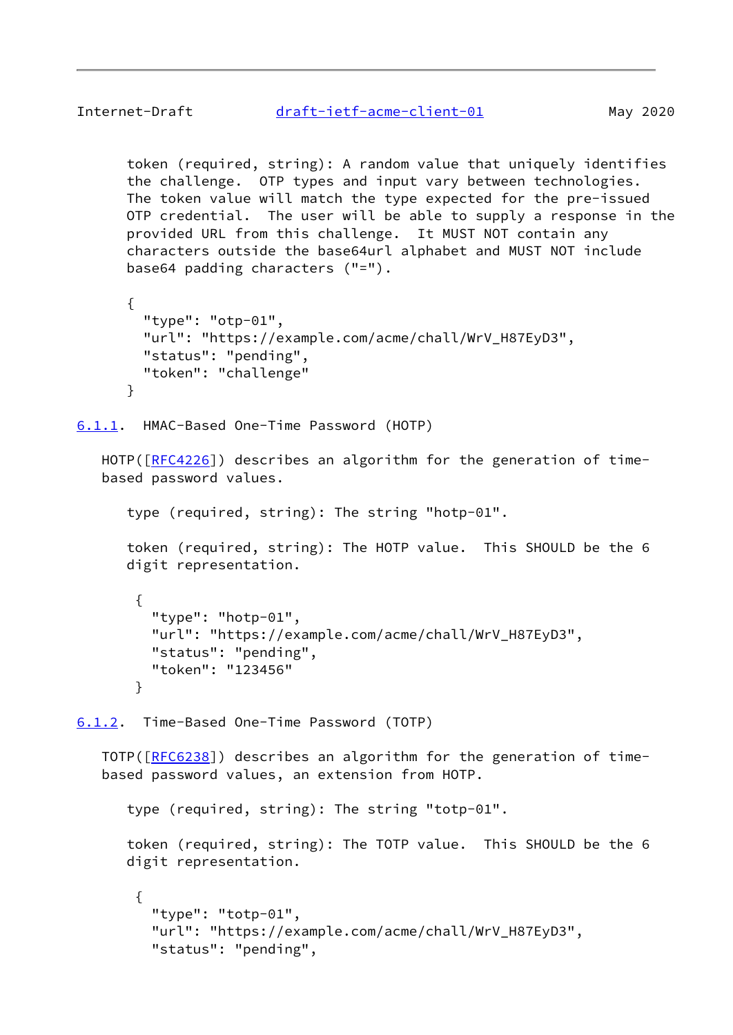token (required, string): A random value that uniquely identifies the challenge. OTP types and input vary between technologies. The token value will match the type expected for the pre-issued OTP credential. The user will be able to supply a response in the provided URL from this challenge. It MUST NOT contain any characters outside the base64url alphabet and MUST NOT include base64 padding characters ("=").

```
{
  "type": "otp-01",
  "url": "https://example.com/acme/chall/WrV_H87EyD3",
  "status": "pending",
  "token": "challenge"
}
```

### 6.1.1. HMAC-Based One-Time Password (HOTP)

HOTP([RFC4226]) describes an algorithm for the generation of time-based password values.

type (required, string): The string "hotp-01".

token (required, string): The HOTP value. This SHOULD be the 6 digit representation.

```
{
  "type": "hotp-01",
  "url": "https://example.com/acme/chall/WrV_H87EyD3",
  "status": "pending",
  "token": "123456"
}
```

### 6.1.2. Time-Based One-Time Password (TOTP)

TOTP([RFC6238]) describes an algorithm for the generation of time-based password values, an extension from HOTP.

type (required, string): The string "totp-01".

token (required, string): The TOTP value. This SHOULD be the 6 digit representation.

```
{
  "type": "totp-01",
  "url": "https://example.com/acme/chall/WrV_H87EyD3",
  "status": "pending",
```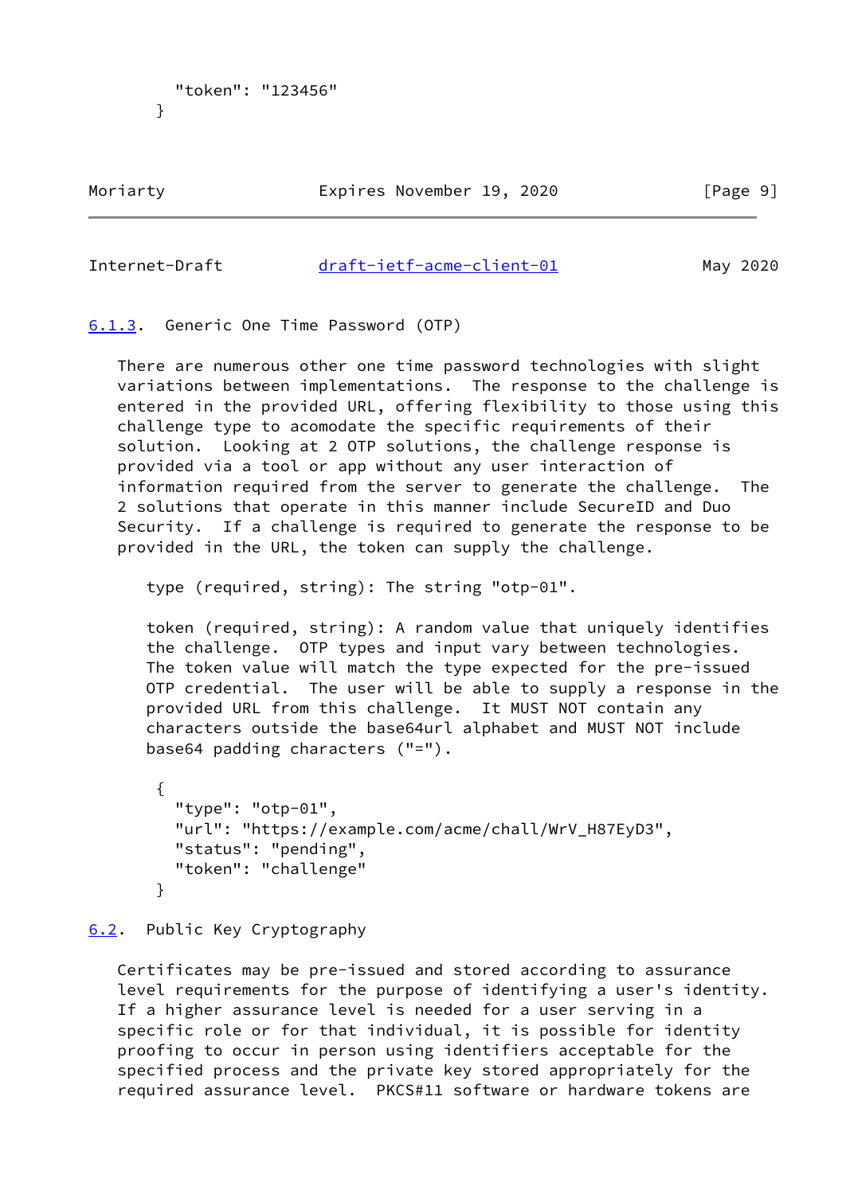```
  "token": "123456"
}
```

### 6.1.3. Generic One Time Password (OTP)

There are numerous other one time password technologies with slight variations between implementations. The response to the challenge is entered in the provided URL, offering flexibility to those using this challenge type to acomodate the specific requirements of their solution. Looking at 2 OTP solutions, the challenge response is provided via a tool or app without any user interaction of information required from the server to generate the challenge. The 2 solutions that operate in this manner include SecureID and Duo Security. If a challenge is required to generate the response to be provided in the URL, the token can supply the challenge.

type (required, string): The string "otp-01".

token (required, string): A random value that uniquely identifies the challenge. OTP types and input vary between technologies. The token value will match the type expected for the pre-issued OTP credential. The user will be able to supply a response in the provided URL from this challenge. It MUST NOT contain any characters outside the base64url alphabet and MUST NOT include base64 padding characters ("=").

```
{
  "type": "otp-01",
  "url": "https://example.com/acme/chall/WrV_H87EyD3",
  "status": "pending",
  "token": "challenge"
}
```

## 6.2. Public Key Cryptography

Certificates may be pre-issued and stored according to assurance level requirements for the purpose of identifying a user's identity. If a higher assurance level is needed for a user serving in a specific role or for that individual, it is possible for identity proofing to occur in person using identifiers acceptable for the specified process and the private key stored appropriately for the required assurance level. PKCS#11 software or hardware tokens are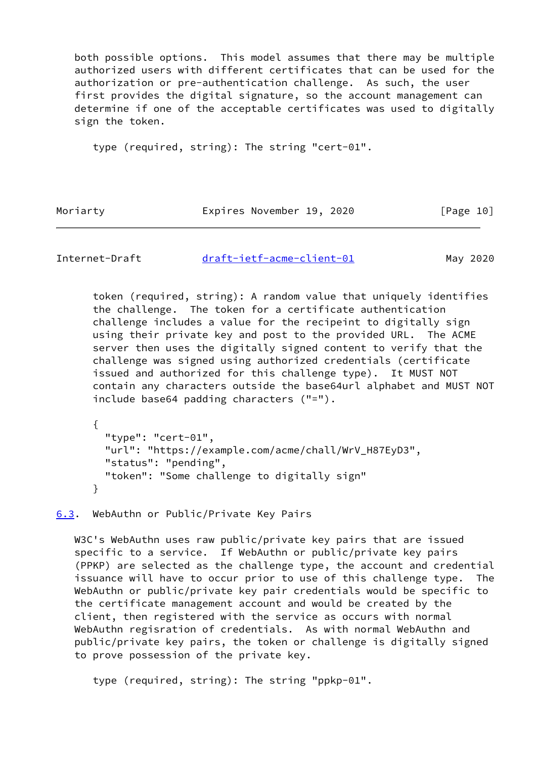both possible options. This model assumes that there may be multiple authorized users with different certificates that can be used for the authorization or pre-authentication challenge. As such, the user first provides the digital signature, so the account management can determine if one of the acceptable certificates was used to digitally sign the token.

type (required, string): The string "cert-01".

token (required, string): A random value that uniquely identifies the challenge. The token for a certificate authentication challenge includes a value for the recipeint to digitally sign using their private key and post to the provided URL. The ACME server then uses the digitally signed content to verify that the challenge was signed using authorized credentials (certificate issued and authorized for this challenge type). It MUST NOT contain any characters outside the base64url alphabet and MUST NOT include base64 padding characters ("=").

```
{
  "type": "cert-01",
  "url": "https://example.com/acme/chall/WrV_H87EyD3",
  "status": "pending",
  "token": "Some challenge to digitally sign"
}
```

### 6.3. WebAuthn or Public/Private Key Pairs

W3C's WebAuthn uses raw public/private key pairs that are issued specific to a service. If WebAuthn or public/private key pairs (PPKP) are selected as the challenge type, the account and credential issuance will have to occur prior to use of this challenge type. The WebAuthn or public/private key pair credentials would be specific to the certificate management account and would be created by the client, then registered with the service as occurs with normal WebAuthn regisration of credentials. As with normal WebAuthn and public/private key pairs, the token or challenge is digitally signed to prove possession of the private key.

type (required, string): The string "ppkp-01".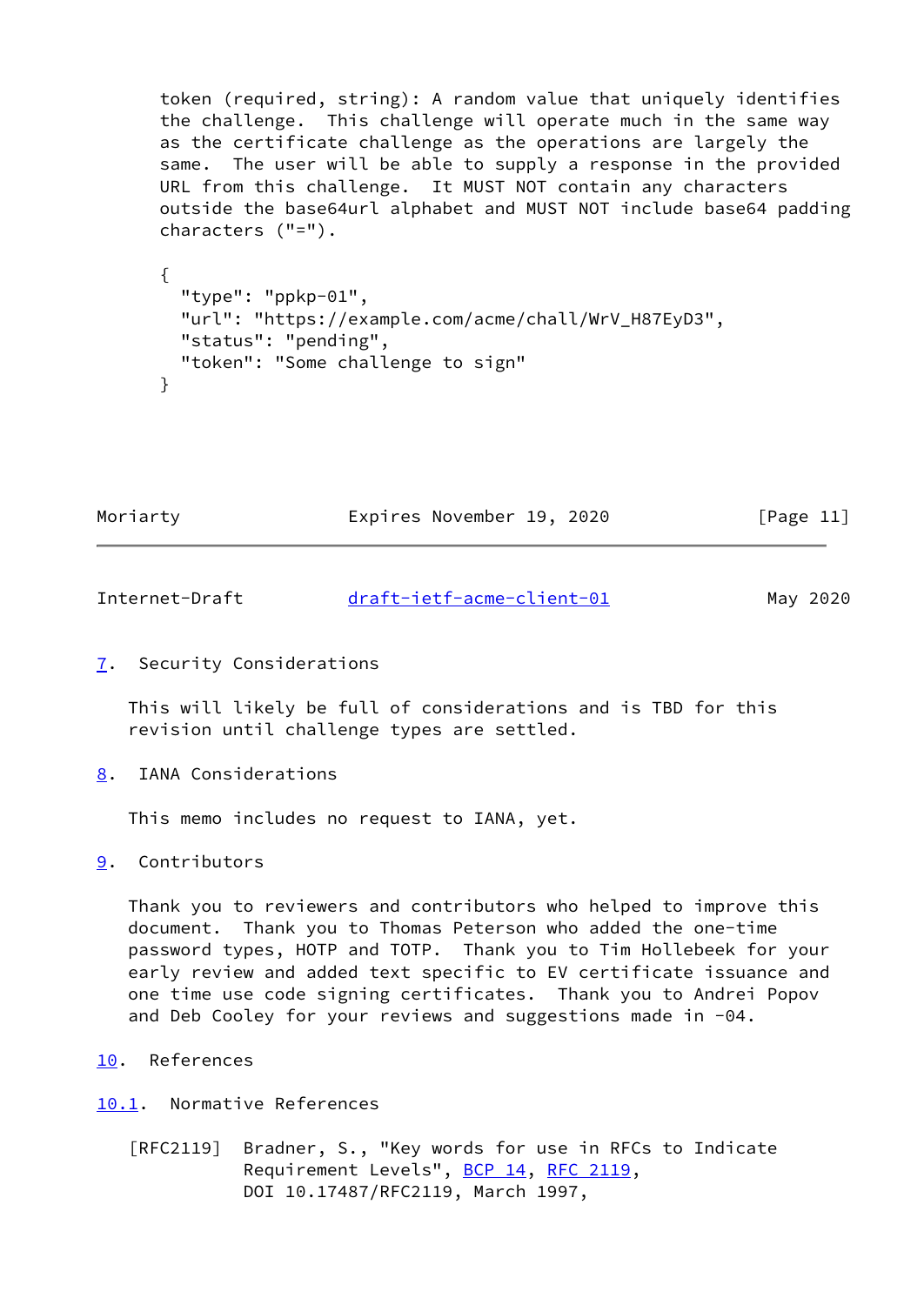token (required, string): A random value that uniquely identifies the challenge. This challenge will operate much in the same way as the certificate challenge as the operations are largely the same. The user will be able to supply a response in the provided URL from this challenge. It MUST NOT contain any characters outside the base64url alphabet and MUST NOT include base64 padding characters ("=").

```
{
  "type": "ppkp-01",
  "url": "https://example.com/acme/chall/WrV_H87EyD3",
  "status": "pending",
  "token": "Some challenge to sign"
}
```

## 7. Security Considerations

This will likely be full of considerations and is TBD for this revision until challenge types are settled.

## 8. IANA Considerations

This memo includes no request to IANA, yet.

## 9. Contributors

Thank you to reviewers and contributors who helped to improve this document. Thank you to Thomas Peterson who added the one-time password types, HOTP and TOTP. Thank you to Tim Hollebeek for your early review and added text specific to EV certificate issuance and one time use code signing certificates. Thank you to Andrei Popov and Deb Cooley for your reviews and suggestions made in -04.

## 10. References

### 10.1. Normative References

[RFC2119] Bradner, S., "Key words for use in RFCs to Indicate Requirement Levels", BCP 14, RFC 2119, DOI 10.17487/RFC2119, March 1997,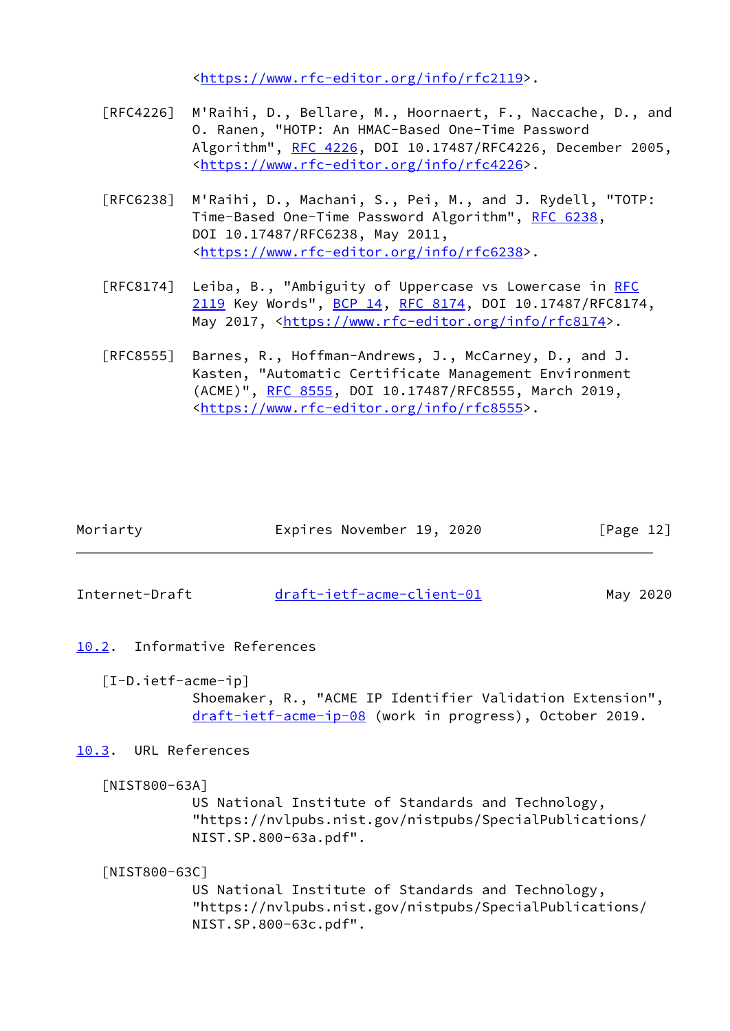<https://www.rfc-editor.org/info/rfc2119>.

[RFC4226] M'Raihi, D., Bellare, M., Hoornaert, F., Naccache, D., and O. Ranen, "HOTP: An HMAC-Based One-Time Password Algorithm", RFC 4226, DOI 10.17487/RFC4226, December 2005, <https://www.rfc-editor.org/info/rfc4226>.

[RFC6238] M'Raihi, D., Machani, S., Pei, M., and J. Rydell, "TOTP: Time-Based One-Time Password Algorithm", RFC 6238, DOI 10.17487/RFC6238, May 2011, <https://www.rfc-editor.org/info/rfc6238>.

[RFC8174] Leiba, B., "Ambiguity of Uppercase vs Lowercase in RFC 2119 Key Words", BCP 14, RFC 8174, DOI 10.17487/RFC8174, May 2017, <https://www.rfc-editor.org/info/rfc8174>.

[RFC8555] Barnes, R., Hoffman-Andrews, J., McCarney, D., and J. Kasten, "Automatic Certificate Management Environment (ACME)", RFC 8555, DOI 10.17487/RFC8555, March 2019, <https://www.rfc-editor.org/info/rfc8555>.

### 10.2. Informative References

[I-D.ietf-acme-ip]
Shoemaker, R., "ACME IP Identifier Validation Extension", draft-ietf-acme-ip-08 (work in progress), October 2019.

### 10.3. URL References

[NIST800-63A]
US National Institute of Standards and Technology, "https://nvlpubs.nist.gov/nistpubs/SpecialPublications/NIST.SP.800-63a.pdf".

[NIST800-63C]
US National Institute of Standards and Technology, "https://nvlpubs.nist.gov/nistpubs/SpecialPublications/NIST.SP.800-63c.pdf".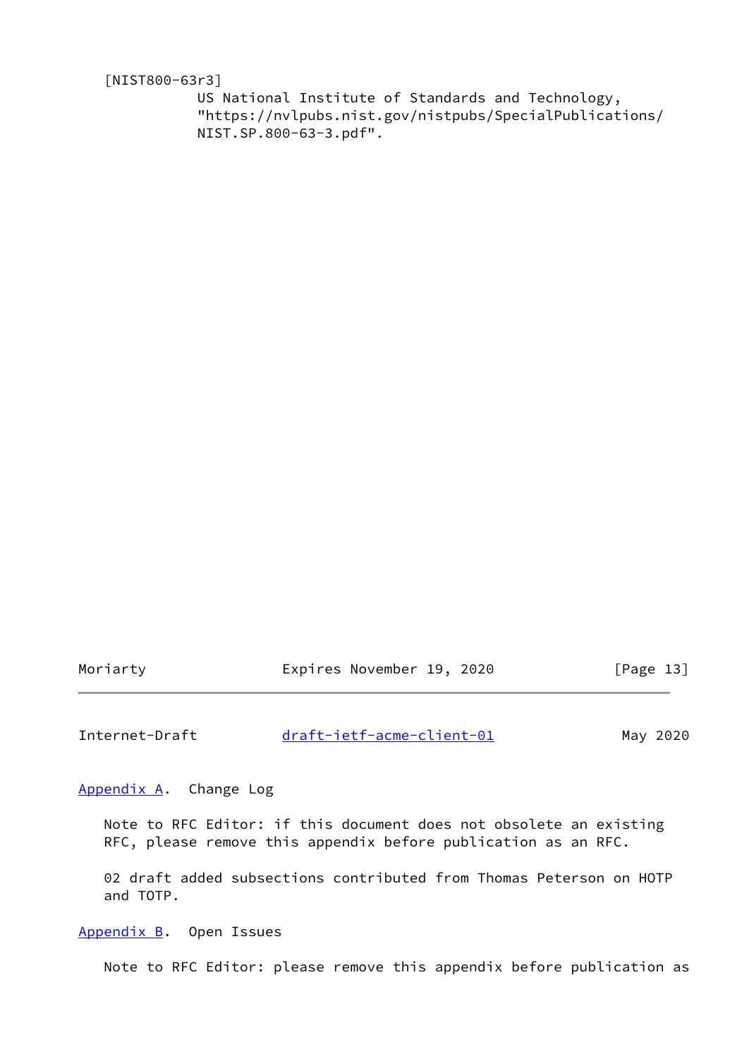[NIST800-63r3]
US National Institute of Standards and Technology, "https://nvlpubs.nist.gov/nistpubs/SpecialPublications/NIST.SP.800-63-3.pdf".

## Appendix A. Change Log

Note to RFC Editor: if this document does not obsolete an existing RFC, please remove this appendix before publication as an RFC.

02 draft added subsections contributed from Thomas Peterson on HOTP and TOTP.

## Appendix B. Open Issues

Note to RFC Editor: please remove this appendix before publication as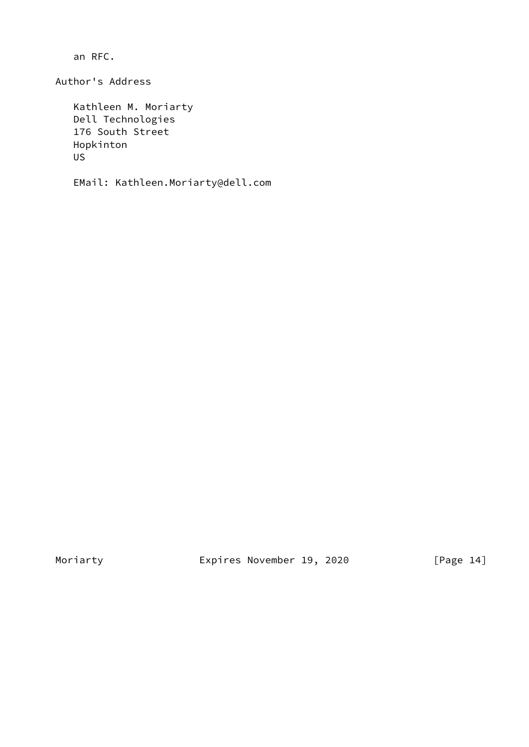an RFC.

## Author's Address

Kathleen M. Moriarty
Dell Technologies
176 South Street
Hopkinton
US

EMail: Kathleen.Moriarty@dell.com